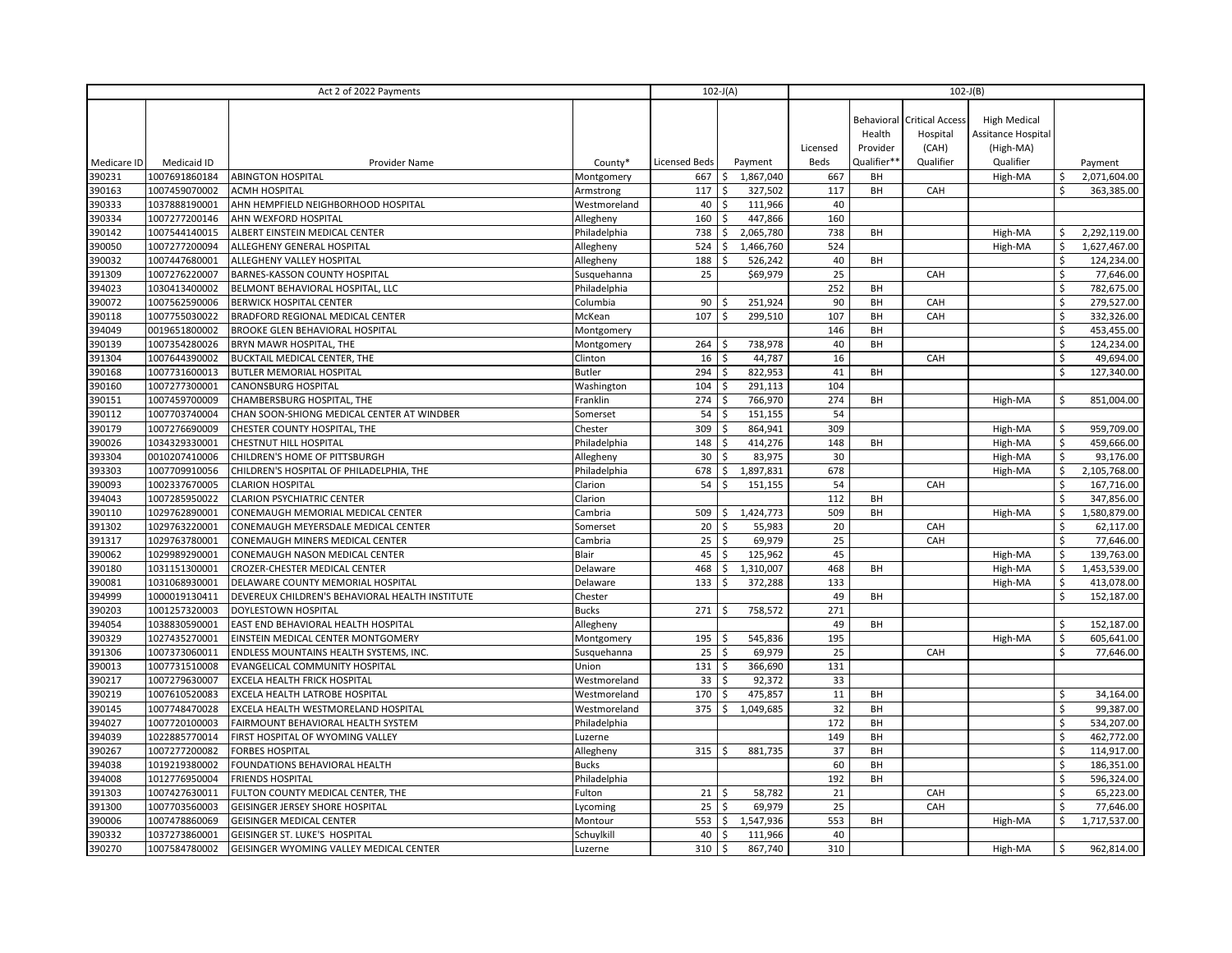| Act 2 of 2022 Payments | | | | 102-J(A) | | 102-J(B) | | | | |
|---|---|---|---|---|---|---|---|---|---|---|
| Medicare ID | Medicaid ID | Provider Name | County* | Licensed Beds | Payment | Licensed Beds | Behavioral Health Provider Qualifier** | Critical Access Hospital (CAH) Qualifier | High Medical Assitance Hospital (High-MA) Qualifier | Payment |
| 390231 | 1007691860184 | ABINGTON HOSPITAL | Montgomery | 667 | $ 1,867,040 | 667 | BH | | High-MA | $ 2,071,604.00 |
| 390163 | 1007459070002 | ACMH HOSPITAL | Armstrong | 117 | $ 327,502 | 117 | BH | CAH | | $ 363,385.00 |
| 390333 | 1037888190001 | AHN HEMPFIELD NEIGHBORHOOD HOSPITAL | Westmoreland | 40 | $ 111,966 | 40 | | | | |
| 390334 | 1007277200146 | AHN WEXFORD HOSPITAL | Allegheny | 160 | $ 447,866 | 160 | | | | |
| 390142 | 1007544140015 | ALBERT EINSTEIN MEDICAL CENTER | Philadelphia | 738 | $ 2,065,780 | 738 | BH | | High-MA | $ 2,292,119.00 |
| 390050 | 1007277200094 | ALLEGHENY GENERAL HOSPITAL | Allegheny | 524 | $ 1,466,760 | 524 | | | High-MA | $ 1,627,467.00 |
| 390032 | 1007447680001 | ALLEGHENY VALLEY HOSPITAL | Allegheny | 188 | $ 526,242 | 40 | BH | | | $ 124,234.00 |
| 391309 | 1007276220007 | BARNES-KASSON COUNTY HOSPITAL | Susquehanna | 25 | $69,979 | 25 | | CAH | | $ 77,646.00 |
| 394023 | 1030413400002 | BELMONT BEHAVIORAL HOSPITAL, LLC | Philadelphia | | | 252 | BH | | | $ 782,675.00 |
| 390072 | 1007562590006 | BERWICK HOSPITAL CENTER | Columbia | 90 | $ 251,924 | 90 | BH | CAH | | $ 279,527.00 |
| 390118 | 1007755030022 | BRADFORD REGIONAL MEDICAL CENTER | McKean | 107 | $ 299,510 | 107 | BH | CAH | | $ 332,326.00 |
| 394049 | 0019651800002 | BROOKE GLEN BEHAVIORAL HOSPITAL | Montgomery | | | 146 | BH | | | $ 453,455.00 |
| 390139 | 1007354280026 | BRYN MAWR HOSPITAL, THE | Montgomery | 264 | $ 738,978 | 40 | BH | | | $ 124,234.00 |
| 391304 | 1007644390002 | BUCKTAIL MEDICAL CENTER, THE | Clinton | 16 | $ 44,787 | 16 | | CAH | | $ 49,694.00 |
| 390168 | 1007731600013 | BUTLER MEMORIAL HOSPITAL | Butler | 294 | $ 822,953 | 41 | BH | | | $ 127,340.00 |
| 390160 | 1007277300001 | CANONSBURG HOSPITAL | Washington | 104 | $ 291,113 | 104 | | | | |
| 390151 | 1007459700009 | CHAMBERSBURG HOSPITAL, THE | Franklin | 274 | $ 766,970 | 274 | BH | | High-MA | $ 851,004.00 |
| 390112 | 1007703740004 | CHAN SOON-SHIONG MEDICAL CENTER AT WINDBER | Somerset | 54 | $ 151,155 | 54 | | | | |
| 390179 | 1007276690009 | CHESTER COUNTY HOSPITAL, THE | Chester | 309 | $ 864,941 | 309 | | | High-MA | $ 959,709.00 |
| 390026 | 1034329330001 | CHESTNUT HILL HOSPITAL | Philadelphia | 148 | $ 414,276 | 148 | BH | | High-MA | $ 459,666.00 |
| 393304 | 0010207410006 | CHILDREN'S HOME OF PITTSBURGH | Allegheny | 30 | $ 83,975 | 30 | | | High-MA | $ 93,176.00 |
| 393303 | 1007709910056 | CHILDREN'S HOSPITAL OF PHILADELPHIA, THE | Philadelphia | 678 | $ 1,897,831 | 678 | | | High-MA | $ 2,105,768.00 |
| 390093 | 1002337670005 | CLARION HOSPITAL | Clarion | 54 | $ 151,155 | 54 | | CAH | | $ 167,716.00 |
| 394043 | 1007285950022 | CLARION PSYCHIATRIC CENTER | Clarion | | | 112 | BH | | | $ 347,856.00 |
| 390110 | 1029762890001 | CONEMAUGH MEMORIAL MEDICAL CENTER | Cambria | 509 | $ 1,424,773 | 509 | BH | | High-MA | $ 1,580,879.00 |
| 391302 | 1029763220001 | CONEMAUGH MEYERSDALE MEDICAL CENTER | Somerset | 20 | $ 55,983 | 20 | | CAH | | $ 62,117.00 |
| 391317 | 1029763780001 | CONEMAUGH MINERS MEDICAL CENTER | Cambria | 25 | $ 69,979 | 25 | | CAH | | $ 77,646.00 |
| 390062 | 1029989290001 | CONEMAUGH NASON MEDICAL CENTER | Blair | 45 | $ 125,962 | 45 | | | High-MA | $ 139,763.00 |
| 390180 | 1031151300001 | CROZER-CHESTER MEDICAL CENTER | Delaware | 468 | $ 1,310,007 | 468 | BH | | High-MA | $ 1,453,539.00 |
| 390081 | 1031068930001 | DELAWARE COUNTY MEMORIAL HOSPITAL | Delaware | 133 | $ 372,288 | 133 | | | High-MA | $ 413,078.00 |
| 394999 | 1000019130411 | DEVEREUX CHILDREN'S BEHAVIORAL HEALTH INSTITUTE | Chester | | | 49 | BH | | | $ 152,187.00 |
| 390203 | 1001257320003 | DOYLESTOWN HOSPITAL | Bucks | 271 | $ 758,572 | 271 | | | | |
| 394054 | 1038830590001 | EAST END BEHAVIORAL HEALTH HOSPITAL | Allegheny | | | 49 | BH | | | $ 152,187.00 |
| 390329 | 1027435270001 | EINSTEIN MEDICAL CENTER MONTGOMERY | Montgomery | 195 | $ 545,836 | 195 | | | High-MA | $ 605,641.00 |
| 391306 | 1007373060011 | ENDLESS MOUNTAINS HEALTH SYSTEMS, INC. | Susquehanna | 25 | $ 69,979 | 25 | | CAH | | $ 77,646.00 |
| 390013 | 1007731510008 | EVANGELICAL COMMUNITY HOSPITAL | Union | 131 | $ 366,690 | 131 | | | | |
| 390217 | 1007279630007 | EXCELA HEALTH FRICK HOSPITAL | Westmoreland | 33 | $ 92,372 | 33 | | | | |
| 390219 | 1007610520083 | EXCELA HEALTH LATROBE HOSPITAL | Westmoreland | 170 | $ 475,857 | 11 | BH | | | $ 34,164.00 |
| 390145 | 1007748470028 | EXCELA HEALTH WESTMORELAND HOSPITAL | Westmoreland | 375 | $ 1,049,685 | 32 | BH | | | $ 99,387.00 |
| 394027 | 1007720100003 | FAIRMOUNT BEHAVIORAL HEALTH SYSTEM | Philadelphia | | | 172 | BH | | | $ 534,207.00 |
| 394039 | 1022885770014 | FIRST HOSPITAL OF WYOMING VALLEY | Luzerne | | | 149 | BH | | | $ 462,772.00 |
| 390267 | 1007277200082 | FORBES HOSPITAL | Allegheny | 315 | $ 881,735 | 37 | BH | | | $ 114,917.00 |
| 394038 | 1019219380002 | FOUNDATIONS BEHAVIORAL HEALTH | Bucks | | | 60 | BH | | | $ 186,351.00 |
| 394008 | 1012776950004 | FRIENDS HOSPITAL | Philadelphia | | | 192 | BH | | | $ 596,324.00 |
| 391303 | 1007427630011 | FULTON COUNTY MEDICAL CENTER, THE | Fulton | 21 | $ 58,782 | 21 | | CAH | | $ 65,223.00 |
| 391300 | 1007703560003 | GEISINGER JERSEY SHORE HOSPITAL | Lycoming | 25 | $ 69,979 | 25 | | CAH | | $ 77,646.00 |
| 390006 | 1007478860069 | GEISINGER MEDICAL CENTER | Montour | 553 | $ 1,547,936 | 553 | BH | | High-MA | $ 1,717,537.00 |
| 390332 | 1037273860001 | GEISINGER ST. LUKE'S HOSPITAL | Schuylkill | 40 | $ 111,966 | 40 | | | | |
| 390270 | 1007584780002 | GEISINGER WYOMING VALLEY MEDICAL CENTER | Luzerne | 310 | $ 867,740 | 310 | | | High-MA | $ 962,814.00 |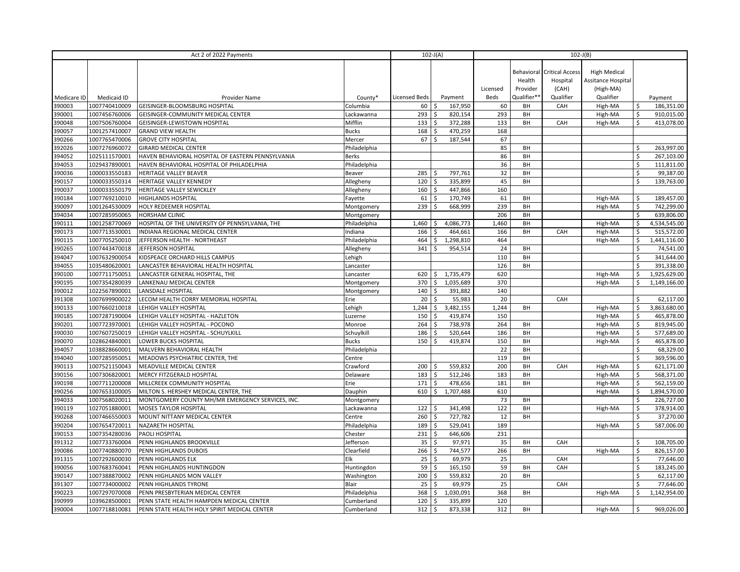| Act 2 of 2022 Payments | | | | 102-J(A) | | 102-J(B) | | | | |
|---|---|---|---|---|---|---|---|---|---|---|
| Medicare ID | Medicaid ID | Provider Name | County* | Licensed Beds | Payment | Licensed Beds | Behavioral Health Provider Qualifier** | Critical Access Hospital (CAH) Qualifier | High Medical Assitance Hospital (High-MA) Qualifier | Payment |
| 390003 | 1007740410009 | GEISINGER-BLOOMSBURG HOSPITAL | Columbia | 60 | $ 167,950 | 60 | BH | CAH | High-MA | $ 186,351.00 |
| 390001 | 1007456760006 | GEISINGER-COMMUNITY MEDICAL CENTER | Lackawanna | 293 | $ 820,154 | 293 | BH | | High-MA | $ 910,015.00 |
| 390048 | 1007506760004 | GEISINGER-LEWISTOWN HOSPITAL | Mifflin | 133 | $ 372,288 | 133 | BH | CAH | High-MA | $ 413,078.00 |
| 390057 | 1001257410007 | GRAND VIEW HEALTH | Bucks | 168 | $ 470,259 | 168 | | | | |
| 390266 | 1007765470006 | GROVE CITY HOSPITAL | Mercer | 67 | $ 187,544 | 67 | | | | |
| 392026 | 1007276960072 | GIRARD MEDICAL CENTER | Philadelphia | | | 85 | BH | | | $ 263,997.00 |
| 394052 | 1025111570001 | HAVEN BEHAVIORAL HOSPITAL OF EASTERN PENNSYLVANIA | Berks | | | 86 | BH | | | $ 267,103.00 |
| 394053 | 1029437890001 | HAVEN BEHAVIORAL HOSPITAL OF PHILADELPHIA | Philadelphia | | | 36 | BH | | | $ 111,811.00 |
| 390036 | 1000033550183 | HERITAGE VALLEY BEAVER | Beaver | 285 | $ 797,761 | 32 | BH | | | $ 99,387.00 |
| 390157 | 1000033550314 | HERITAGE VALLEY KENNEDY | Allegheny | 120 | $ 335,899 | 45 | BH | | | $ 139,763.00 |
| 390037 | 1000033550179 | HERITAGE VALLEY SEWICKLEY | Allegheny | 160 | $ 447,866 | 160 | | | | |
| 390184 | 1007769210010 | HIGHLANDS HOSPITAL | Fayette | 61 | $ 170,749 | 61 | BH | | High-MA | $ 189,457.00 |
| 390097 | 1001264530009 | HOLY REDEEMER HOSPITAL | Montgomery | 239 | $ 668,999 | 239 | BH | | High-MA | $ 742,299.00 |
| 394034 | 1007285950065 | HORSHAM CLINIC | Montgomery | | | 206 | BH | | | $ 639,806.00 |
| 390111 | 1001258770069 | HOSPITAL OF THE UNIVERSITY OF PENNSYLVANIA, THE | Philadelphia | 1,460 | $ 4,086,773 | 1,460 | BH | | High-MA | $ 4,534,545.00 |
| 390173 | 1007713530001 | INDIANA REGIONAL MEDICAL CENTER | Indiana | 166 | $ 464,661 | 166 | BH | CAH | High-MA | $ 515,572.00 |
| 390115 | 1007705250010 | JEFFERSON HEALTH - NORTHEAST | Philadelphia | 464 | $ 1,298,810 | 464 | | | High-MA | $ 1,441,116.00 |
| 390265 | 1007443470018 | JEFFERSON HOSPITAL | Allegheny | 341 | $ 954,514 | 24 | BH | | | $ 74,541.00 |
| 394047 | 1007632900054 | KIDSPEACE ORCHARD HILLS CAMPUS | Lehigh | | | 110 | BH | | | $ 341,644.00 |
| 394055 | 1035480620001 | LANCASTER BEHAVIORAL HEALTH HOSPITAL | Lancaster | | | 126 | BH | | | $ 391,338.00 |
| 390100 | 1007711750051 | LANCASTER GENERAL HOSPITAL, THE | Lancaster | 620 | $ 1,735,479 | 620 | | | High-MA | $ 1,925,629.00 |
| 390195 | 1007354280039 | LANKENAU MEDICAL CENTER | Montgomery | 370 | $ 1,035,689 | 370 | | | High-MA | $ 1,149,166.00 |
| 390012 | 1022567890001 | LANSDALE HOSPITAL | Montgomery | 140 | $ 391,882 | 140 | | | | |
| 391308 | 1007699900022 | LECOM HEALTH CORRY MEMORIAL HOSPITAL | Erie | 20 | $ 55,983 | 20 | | CAH | | $ 62,117.00 |
| 390133 | 1007660210018 | LEHIGH VALLEY HOSPITAL | Lehigh | 1,244 | $ 3,482,155 | 1,244 | BH | | High-MA | $ 3,863,680.00 |
| 390185 | 1007287190004 | LEHIGH VALLEY HOSPITAL - HAZLETON | Luzerne | 150 | $ 419,874 | 150 | | | High-MA | $ 465,878.00 |
| 390201 | 1007723970001 | LEHIGH VALLEY HOSPITAL - POCONO | Monroe | 264 | $ 738,978 | 264 | BH | | High-MA | $ 819,945.00 |
| 390030 | 1007607250019 | LEHIGH VALLEY HOSPITAL - SCHUYLKILL | Schuylkill | 186 | $ 520,644 | 186 | BH | | High-MA | $ 577,689.00 |
| 390070 | 1028624840001 | LOWER BUCKS HOSPITAL | Bucks | 150 | $ 419,874 | 150 | BH | | High-MA | $ 465,878.00 |
| 394057 | 1038828660001 | MALVERN BEHAVIORAL HEALTH | Philadelphia | | | 22 | BH | | | $ 68,329.00 |
| 394040 | 1007285950051 | MEADOWS PSYCHIATRIC CENTER, THE | Centre | | | 119 | BH | | | $ 369,596.00 |
| 390113 | 1007521150043 | MEADVILLE MEDICAL CENTER | Crawford | 200 | $ 559,832 | 200 | BH | CAH | High-MA | $ 621,171.00 |
| 390156 | 1007306820001 | MERCY FITZGERALD HOSPITAL | Delaware | 183 | $ 512,246 | 183 | BH | | High-MA | $ 568,371.00 |
| 390198 | 1007711200008 | MILLCREEK COMMUNITY HOSPITAL | Erie | 171 | $ 478,656 | 181 | BH | | High-MA | $ 562,159.00 |
| 390256 | 1007653100005 | MILTON S. HERSHEY MEDICAL CENTER, THE | Dauphin | 610 | $ 1,707,488 | 610 | | | High-MA | $ 1,894,570.00 |
| 394033 | 1007568020011 | MONTGOMERY COUNTY MH/MR EMERGENCY SERVICES, INC. | Montgomery | | | 73 | BH | | | $ 226,727.00 |
| 390119 | 1027051880001 | MOSES TAYLOR HOSPITAL | Lackawanna | 122 | $ 341,498 | 122 | BH | | High-MA | $ 378,914.00 |
| 390268 | 1007466550003 | MOUNT NITTANY MEDICAL CENTER | Centre | 260 | $ 727,782 | 12 | BH | | | $ 37,270.00 |
| 390204 | 1007654720011 | NAZARETH HOSPITAL | Philadelphia | 189 | $ 529,041 | 189 | | | High-MA | $ 587,006.00 |
| 390153 | 1007354280036 | PAOLI HOSPITAL | Chester | 231 | $ 646,606 | 231 | | | | |
| 391312 | 1007733760004 | PENN HIGHLANDS BROOKVILLE | Jefferson | 35 | $ 97,971 | 35 | BH | CAH | | $ 108,705.00 |
| 390086 | 1007740880070 | PENN HIGHLANDS DUBOIS | Clearfield | 266 | $ 744,577 | 266 | BH | | High-MA | $ 826,157.00 |
| 391315 | 1007292600030 | PENN HIGHLANDS ELK | Elk | 25 | $ 69,979 | 25 | | CAH | | $ 77,646.00 |
| 390056 | 1007683760041 | PENN HIGHLANDS HUNTINGDON | Huntingdon | 59 | $ 165,150 | 59 | BH | CAH | | $ 183,245.00 |
| 390147 | 1007388870002 | PENN HIGHLANDS MON VALLEY | Washington | 200 | $ 559,832 | 20 | BH | | | $ 62,117.00 |
| 391307 | 1007734000002 | PENN HIGHLANDS TYRONE | Blair | 25 | $ 69,979 | 25 | | CAH | | $ 77,646.00 |
| 390223 | 1007297070008 | PENN PRESBYTERIAN MEDICAL CENTER | Philadelphia | 368 | $ 1,030,091 | 368 | BH | | High-MA | $ 1,142,954.00 |
| 390999 | 1039628500001 | PENN STATE HEALTH HAMPDEN MEDICAL CENTER | Cumberland | 120 | $ 335,899 | 120 | | | | |
| 390004 | 1007718810081 | PENN STATE HEALTH HOLY SPIRIT MEDICAL CENTER | Cumberland | 312 | $ 873,338 | 312 | BH | | High-MA | $ 969,026.00 |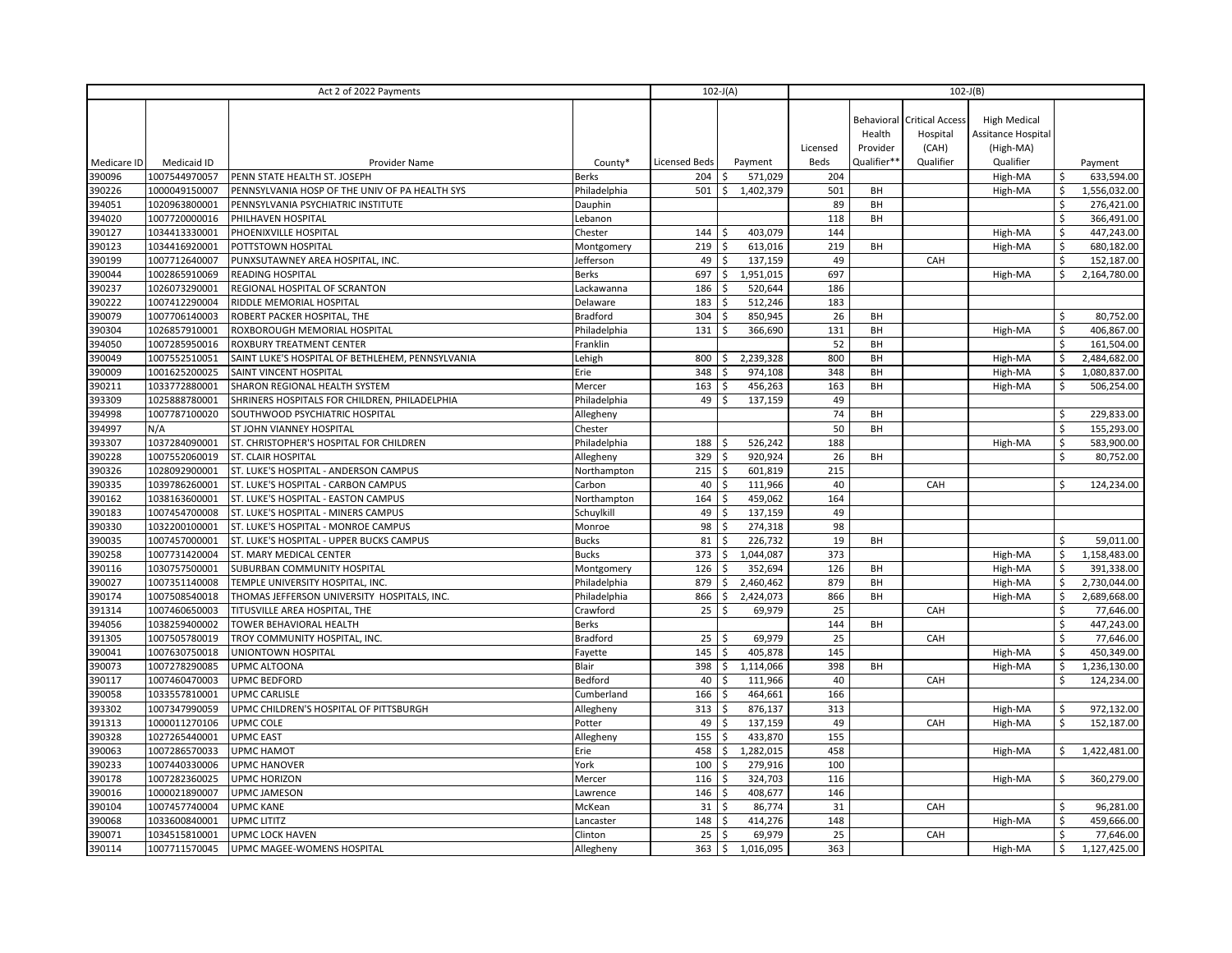| Act 2 of 2022 Payments | | | | 102-J(A) | | 102-J(B) | | | | |
|---|---|---|---|---|---|---|---|---|---|---|
| Medicare ID | Medicaid ID | Provider Name | County* | Licensed Beds | Payment | Licensed Beds | Behavioral Health Provider Qualifier** | Critical Access Hospital (CAH) Qualifier | High Medical Assitance Hospital (High-MA) Qualifier | Payment |
| 390096 | 1007544970057 | PENN STATE HEALTH ST. JOSEPH | Berks | 204 | $ 571,029 | 204 | | | High-MA | $ 633,594.00 |
| 390226 | 1000049150007 | PENNSYLVANIA HOSP OF THE UNIV OF PA HEALTH SYS | Philadelphia | 501 | $ 1,402,379 | 501 | BH | | High-MA | $ 1,556,032.00 |
| 394051 | 1020963800001 | PENNSYLVANIA PSYCHIATRIC INSTITUTE | Dauphin | | | 89 | BH | | | $ 276,421.00 |
| 394020 | 1007720000016 | PHILHAVEN HOSPITAL | Lebanon | | | 118 | BH | | | $ 366,491.00 |
| 390127 | 1034413330001 | PHOENIXVILLE HOSPITAL | Chester | 144 | $ 403,079 | 144 | | | High-MA | $ 447,243.00 |
| 390123 | 1034416920001 | POTTSTOWN HOSPITAL | Montgomery | 219 | $ 613,016 | 219 | BH | | High-MA | $ 680,182.00 |
| 390199 | 1007712640007 | PUNXSUTAWNEY AREA HOSPITAL, INC. | Jefferson | 49 | $ 137,159 | 49 | | CAH | | $ 152,187.00 |
| 390044 | 1002865910069 | READING HOSPITAL | Berks | 697 | $ 1,951,015 | 697 | | | High-MA | $ 2,164,780.00 |
| 390237 | 1026073290001 | REGIONAL HOSPITAL OF SCRANTON | Lackawanna | 186 | $ 520,644 | 186 | | | | |
| 390222 | 1007412290004 | RIDDLE MEMORIAL HOSPITAL | Delaware | 183 | $ 512,246 | 183 | | | | |
| 390079 | 1007706140003 | ROBERT PACKER HOSPITAL, THE | Bradford | 304 | $ 850,945 | 26 | BH | | | $ 80,752.00 |
| 390304 | 1026857910001 | ROXBOROUGH MEMORIAL HOSPITAL | Philadelphia | 131 | $ 366,690 | 131 | BH | | High-MA | $ 406,867.00 |
| 394050 | 1007285950016 | ROXBURY TREATMENT CENTER | Franklin | | | 52 | BH | | | $ 161,504.00 |
| 390049 | 1007552510051 | SAINT LUKE'S HOSPITAL OF BETHLEHEM, PENNSYLVANIA | Lehigh | 800 | $ 2,239,328 | 800 | BH | | High-MA | $ 2,484,682.00 |
| 390009 | 1001625200025 | SAINT VINCENT HOSPITAL | Erie | 348 | $ 974,108 | 348 | BH | | High-MA | $ 1,080,837.00 |
| 390211 | 1033772880001 | SHARON REGIONAL HEALTH SYSTEM | Mercer | 163 | $ 456,263 | 163 | BH | | High-MA | $ 506,254.00 |
| 393309 | 1025888780001 | SHRINERS HOSPITALS FOR CHILDREN, PHILADELPHIA | Philadelphia | 49 | $ 137,159 | 49 | | | | |
| 394998 | 1007787100020 | SOUTHWOOD PSYCHIATRIC HOSPITAL | Allegheny | | | 74 | BH | | | $ 229,833.00 |
| 394997 | N/A | ST JOHN VIANNEY HOSPITAL | Chester | | | 50 | BH | | | $ 155,293.00 |
| 393307 | 1037284090001 | ST. CHRISTOPHER'S HOSPITAL FOR CHILDREN | Philadelphia | 188 | $ 526,242 | 188 | | | High-MA | $ 583,900.00 |
| 390228 | 1007552060019 | ST. CLAIR HOSPITAL | Allegheny | 329 | $ 920,924 | 26 | BH | | | $ 80,752.00 |
| 390326 | 1028092900001 | ST. LUKE'S HOSPITAL - ANDERSON CAMPUS | Northampton | 215 | $ 601,819 | 215 | | | | |
| 390335 | 1039786260001 | ST. LUKE'S HOSPITAL - CARBON CAMPUS | Carbon | 40 | $ 111,966 | 40 | | CAH | | $ 124,234.00 |
| 390162 | 1038163600001 | ST. LUKE'S HOSPITAL - EASTON CAMPUS | Northampton | 164 | $ 459,062 | 164 | | | | |
| 390183 | 1007454700008 | ST. LUKE'S HOSPITAL - MINERS CAMPUS | Schuylkill | 49 | $ 137,159 | 49 | | | | |
| 390330 | 1032200100001 | ST. LUKE'S HOSPITAL - MONROE CAMPUS | Monroe | 98 | $ 274,318 | 98 | | | | |
| 390035 | 1007457000001 | ST. LUKE'S HOSPITAL - UPPER BUCKS CAMPUS | Bucks | 81 | $ 226,732 | 19 | BH | | | $ 59,011.00 |
| 390258 | 1007731420004 | ST. MARY MEDICAL CENTER | Bucks | 373 | $ 1,044,087 | 373 | | | High-MA | $ 1,158,483.00 |
| 390116 | 1030757500001 | SUBURBAN COMMUNITY HOSPITAL | Montgomery | 126 | $ 352,694 | 126 | BH | | High-MA | $ 391,338.00 |
| 390027 | 1007351140008 | TEMPLE UNIVERSITY HOSPITAL, INC. | Philadelphia | 879 | $ 2,460,462 | 879 | BH | | High-MA | $ 2,730,044.00 |
| 390174 | 1007508540018 | THOMAS JEFFERSON UNIVERSITY HOSPITALS, INC. | Philadelphia | 866 | $ 2,424,073 | 866 | BH | | High-MA | $ 2,689,668.00 |
| 391314 | 1007460650003 | TITUSVILLE AREA HOSPITAL, THE | Crawford | 25 | $ 69,979 | 25 | | CAH | | $ 77,646.00 |
| 394056 | 1038259400002 | TOWER BEHAVIORAL HEALTH | Berks | | | 144 | BH | | | $ 447,243.00 |
| 391305 | 1007505780019 | TROY COMMUNITY HOSPITAL, INC. | Bradford | 25 | $ 69,979 | 25 | | CAH | | $ 77,646.00 |
| 390041 | 1007630750018 | UNIONTOWN HOSPITAL | Fayette | 145 | $ 405,878 | 145 | | | High-MA | $ 450,349.00 |
| 390073 | 1007278290085 | UPMC ALTOONA | Blair | 398 | $ 1,114,066 | 398 | BH | | High-MA | $ 1,236,130.00 |
| 390117 | 1007460470003 | UPMC BEDFORD | Bedford | 40 | $ 111,966 | 40 | | CAH | | $ 124,234.00 |
| 390058 | 1033557810001 | UPMC CARLISLE | Cumberland | 166 | $ 464,661 | 166 | | | | |
| 393302 | 1007347990059 | UPMC CHILDREN'S HOSPITAL OF PITTSBURGH | Allegheny | 313 | $ 876,137 | 313 | | | High-MA | $ 972,132.00 |
| 391313 | 1000011270106 | UPMC COLE | Potter | 49 | $ 137,159 | 49 | | CAH | High-MA | $ 152,187.00 |
| 390328 | 1027265440001 | UPMC EAST | Allegheny | 155 | $ 433,870 | 155 | | | | |
| 390063 | 1007286570033 | UPMC HAMOT | Erie | 458 | $ 1,282,015 | 458 | | | High-MA | $ 1,422,481.00 |
| 390233 | 1007440330006 | UPMC HANOVER | York | 100 | $ 279,916 | 100 | | | | |
| 390178 | 1007282360025 | UPMC HORIZON | Mercer | 116 | $ 324,703 | 116 | | | High-MA | $ 360,279.00 |
| 390016 | 1000021890007 | UPMC JAMESON | Lawrence | 146 | $ 408,677 | 146 | | | | |
| 390104 | 1007457740004 | UPMC KANE | McKean | 31 | $ 86,774 | 31 | | CAH | | $ 96,281.00 |
| 390068 | 1033600840001 | UPMC LITITZ | Lancaster | 148 | $ 414,276 | 148 | | | High-MA | $ 459,666.00 |
| 390071 | 1034515810001 | UPMC LOCK HAVEN | Clinton | 25 | $ 69,979 | 25 | | CAH | | $ 77,646.00 |
| 390114 | 1007711570045 | UPMC MAGEE-WOMENS HOSPITAL | Allegheny | 363 | $ 1,016,095 | 363 | | | High-MA | $ 1,127,425.00 |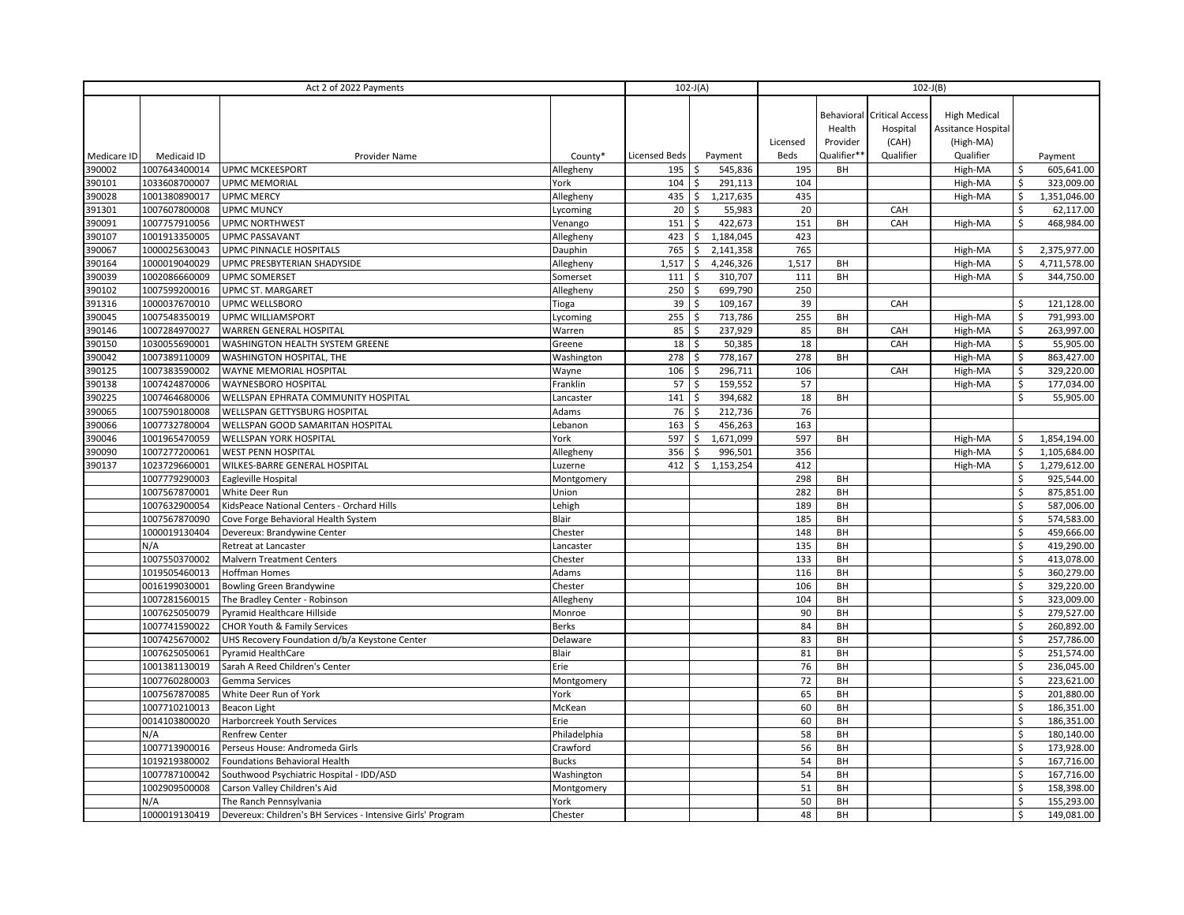| Act 2 of 2022 Payments | | | | 102-J(A) | | 102-J(B) | | | | |
|---|---|---|---|---|---|---|---|---|---|---|
| Medicare ID | Medicaid ID | Provider Name | County* | Licensed Beds | Payment | Licensed Beds | Behavioral Health Provider Qualifier** | Critical Access Hospital (CAH) Qualifier | High Medical Assitance Hospital (High-MA) Qualifier | Payment |
| 390002 | 1007643400014 | UPMC MCKEESPORT | Allegheny | 195 | $ 545,836 | 195 | BH | | High-MA | $ 605,641.00 |
| 390101 | 1033608700007 | UPMC MEMORIAL | York | 104 | $ 291,113 | 104 | | | High-MA | $ 323,009.00 |
| 390028 | 1001380890017 | UPMC MERCY | Allegheny | 435 | $ 1,217,635 | 435 | | | High-MA | $ 1,351,046.00 |
| 391301 | 1007607800008 | UPMC MUNCY | Lycoming | 20 | $ 55,983 | 20 | | CAH | | $ 62,117.00 |
| 390091 | 1007757910056 | UPMC NORTHWEST | Venango | 151 | $ 422,673 | 151 | BH | CAH | High-MA | $ 468,984.00 |
| 390107 | 1001913350005 | UPMC PASSAVANT | Allegheny | 423 | $ 1,184,045 | 423 | | | | |
| 390067 | 1000025630043 | UPMC PINNACLE HOSPITALS | Dauphin | 765 | $ 2,141,358 | 765 | | | High-MA | $ 2,375,977.00 |
| 390164 | 1000019040029 | UPMC PRESBYTERIAN SHADYSIDE | Allegheny | 1,517 | $ 4,246,326 | 1,517 | BH | | High-MA | $ 4,711,578.00 |
| 390039 | 1002086660009 | UPMC SOMERSET | Somerset | 111 | $ 310,707 | 111 | BH | | High-MA | $ 344,750.00 |
| 390102 | 1007599200016 | UPMC ST. MARGARET | Allegheny | 250 | $ 699,790 | 250 | | | | |
| 391316 | 1000037670010 | UPMC WELLSBORO | Tioga | 39 | $ 109,167 | 39 | | CAH | | $ 121,128.00 |
| 390045 | 1007548350019 | UPMC WILLIAMSPORT | Lycoming | 255 | $ 713,786 | 255 | BH | | High-MA | $ 791,993.00 |
| 390146 | 1007284970027 | WARREN GENERAL HOSPITAL | Warren | 85 | $ 237,929 | 85 | BH | CAH | High-MA | $ 263,997.00 |
| 390150 | 1030055690001 | WASHINGTON HEALTH SYSTEM GREENE | Greene | 18 | $ 50,385 | 18 | | CAH | High-MA | $ 55,905.00 |
| 390042 | 1007389110009 | WASHINGTON HOSPITAL, THE | Washington | 278 | $ 778,167 | 278 | BH | | High-MA | $ 863,427.00 |
| 390125 | 1007383590002 | WAYNE MEMORIAL HOSPITAL | Wayne | 106 | $ 296,711 | 106 | | CAH | High-MA | $ 329,220.00 |
| 390138 | 1007424870006 | WAYNESBORO HOSPITAL | Franklin | 57 | $ 159,552 | 57 | | | High-MA | $ 177,034.00 |
| 390225 | 1007464680006 | WELLSPAN EPHRATA COMMUNITY HOSPITAL | Lancaster | 141 | $ 394,682 | 18 | BH | | | $ 55,905.00 |
| 390065 | 1007590180008 | WELLSPAN GETTYSBURG HOSPITAL | Adams | 76 | $ 212,736 | 76 | | | | |
| 390066 | 1007732780004 | WELLSPAN GOOD SAMARITAN HOSPITAL | Lebanon | 163 | $ 456,263 | 163 | | | | |
| 390046 | 1001965470059 | WELLSPAN YORK HOSPITAL | York | 597 | $ 1,671,099 | 597 | BH | | High-MA | $ 1,854,194.00 |
| 390090 | 1007277200061 | WEST PENN HOSPITAL | Allegheny | 356 | $ 996,501 | 356 | | | High-MA | $ 1,105,684.00 |
| 390137 | 1023729660001 | WILKES-BARRE GENERAL HOSPITAL | Luzerne | 412 | $ 1,153,254 | 412 | | | High-MA | $ 1,279,612.00 |
| | 1007779290003 | Eagleville Hospital | Montgomery | | | 298 | BH | | | $ 925,544.00 |
| | 1007567870001 | White Deer Run | Union | | | 282 | BH | | | $ 875,851.00 |
| | 1007632900054 | KidsPeace National Centers - Orchard Hills | Lehigh | | | 189 | BH | | | $ 587,006.00 |
| | 1007567870090 | Cove Forge Behavioral Health System | Blair | | | 185 | BH | | | $ 574,583.00 |
| | 1000019130404 | Devereux: Brandywine Center | Chester | | | 148 | BH | | | $ 459,666.00 |
| | N/A | Retreat at Lancaster | Lancaster | | | 135 | BH | | | $ 419,290.00 |
| | 1007550370002 | Malvern Treatment Centers | Chester | | | 133 | BH | | | $ 413,078.00 |
| | 1019505460013 | Hoffman Homes | Adams | | | 116 | BH | | | $ 360,279.00 |
| | 0016199030001 | Bowling Green Brandywine | Chester | | | 106 | BH | | | $ 329,220.00 |
| | 1007281560015 | The Bradley Center - Robinson | Allegheny | | | 104 | BH | | | $ 323,009.00 |
| | 1007625050079 | Pyramid Healthcare Hillside | Monroe | | | 90 | BH | | | $ 279,527.00 |
| | 1007741590022 | CHOR Youth & Family Services | Berks | | | 84 | BH | | | $ 260,892.00 |
| | 1007425670002 | UHS Recovery Foundation d/b/a Keystone Center | Delaware | | | 83 | BH | | | $ 257,786.00 |
| | 1007625050061 | Pyramid HealthCare | Blair | | | 81 | BH | | | $ 251,574.00 |
| | 1001381130019 | Sarah A Reed Children's Center | Erie | | | 76 | BH | | | $ 236,045.00 |
| | 1007760280003 | Gemma Services | Montgomery | | | 72 | BH | | | $ 223,621.00 |
| | 1007567870085 | White Deer Run of York | York | | | 65 | BH | | | $ 201,880.00 |
| | 1007710210013 | Beacon Light | McKean | | | 60 | BH | | | $ 186,351.00 |
| | 0014103800020 | Harborcreek Youth Services | Erie | | | 60 | BH | | | $ 186,351.00 |
| | N/A | Renfrew Center | Philadelphia | | | 58 | BH | | | $ 180,140.00 |
| | 1007713900016 | Perseus House: Andromeda Girls | Crawford | | | 56 | BH | | | $ 173,928.00 |
| | 1019219380002 | Foundations Behavioral Health | Bucks | | | 54 | BH | | | $ 167,716.00 |
| | 1007787100042 | Southwood Psychiatric Hospital - IDD/ASD | Washington | | | 54 | BH | | | $ 167,716.00 |
| | 1002909500008 | Carson Valley Children's Aid | Montgomery | | | 51 | BH | | | $ 158,398.00 |
| | N/A | The Ranch Pennsylvania | York | | | 50 | BH | | | $ 155,293.00 |
| | 1000019130419 | Devereux: Children's BH Services - Intensive Girls' Program | Chester | | | 48 | BH | | | $ 149,081.00 |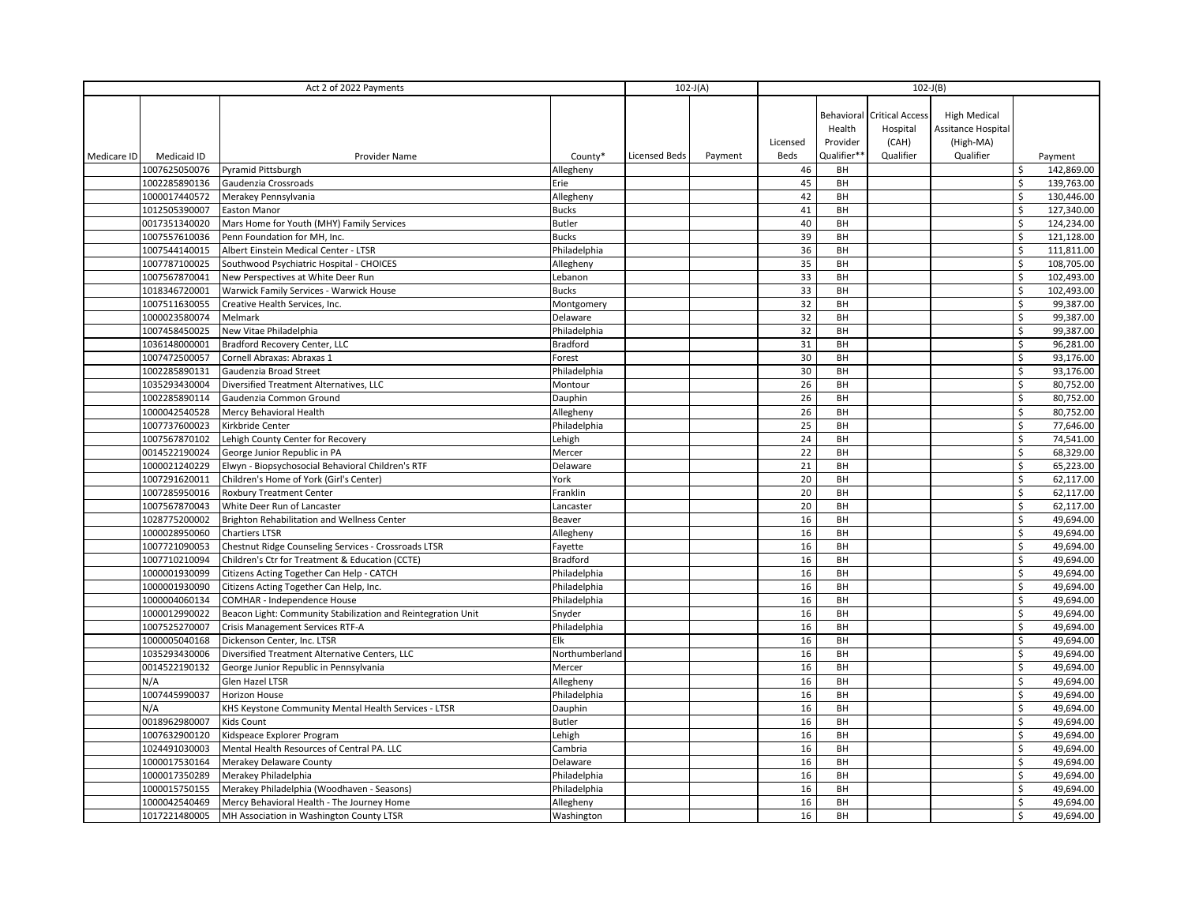| Act 2 of 2022 Payments | | | | 102-J(A) | | 102-J(B) | | | | |
|---|---|---|---|---|---|---|---|---|---|---|
| Medicare ID | Medicaid ID | Provider Name | County* | Licensed Beds | Payment | Licensed Beds | Behavioral Health Provider Qualifier** | Critical Access Hospital (CAH) Qualifier | High Medical Assitance Hospital (High-MA) Qualifier | Payment |
| | 1007625050076 | Pyramid Pittsburgh | Allegheny | | | 46 | BH | | | $ 142,869.00 |
| | 1002285890136 | Gaudenzia Crossroads | Erie | | | 45 | BH | | | $ 139,763.00 |
| | 1000017440572 | Merakey Pennsylvania | Allegheny | | | 42 | BH | | | $ 130,446.00 |
| | 1012505390007 | Easton Manor | Bucks | | | 41 | BH | | | $ 127,340.00 |
| | 0017351340020 | Mars Home for Youth (MHY) Family Services | Butler | | | 40 | BH | | | $ 124,234.00 |
| | 1007557610036 | Penn Foundation for MH, Inc. | Bucks | | | 39 | BH | | | $ 121,128.00 |
| | 1007544140015 | Albert Einstein Medical Center - LTSR | Philadelphia | | | 36 | BH | | | $ 111,811.00 |
| | 1007787100025 | Southwood Psychiatric Hospital - CHOICES | Allegheny | | | 35 | BH | | | $ 108,705.00 |
| | 1007567870041 | New Perspectives at White Deer Run | Lebanon | | | 33 | BH | | | $ 102,493.00 |
| | 1018346720001 | Warwick Family Services - Warwick House | Bucks | | | 33 | BH | | | $ 102,493.00 |
| | 1007511630055 | Creative Health Services, Inc. | Montgomery | | | 32 | BH | | | $ 99,387.00 |
| | 1000023580074 | Melmark | Delaware | | | 32 | BH | | | $ 99,387.00 |
| | 1007458450025 | New Vitae Philadelphia | Philadelphia | | | 32 | BH | | | $ 99,387.00 |
| | 1036148000001 | Bradford Recovery Center, LLC | Bradford | | | 31 | BH | | | $ 96,281.00 |
| | 1007472500057 | Cornell Abraxas: Abraxas 1 | Forest | | | 30 | BH | | | $ 93,176.00 |
| | 1002285890131 | Gaudenzia Broad Street | Philadelphia | | | 30 | BH | | | $ 93,176.00 |
| | 1035293430004 | Diversified Treatment Alternatives, LLC | Montour | | | 26 | BH | | | $ 80,752.00 |
| | 1002285890114 | Gaudenzia Common Ground | Dauphin | | | 26 | BH | | | $ 80,752.00 |
| | 1000042540528 | Mercy Behavioral Health | Allegheny | | | 26 | BH | | | $ 80,752.00 |
| | 1007737600023 | Kirkbride Center | Philadelphia | | | 25 | BH | | | $ 77,646.00 |
| | 1007567870102 | Lehigh County Center for Recovery | Lehigh | | | 24 | BH | | | $ 74,541.00 |
| | 0014522190024 | George Junior Republic in PA | Mercer | | | 22 | BH | | | $ 68,329.00 |
| | 1000021240229 | Elwyn - Biopsychosocial Behavioral Children's RTF | Delaware | | | 21 | BH | | | $ 65,223.00 |
| | 1007291620011 | Children's Home of York (Girl's Center) | York | | | 20 | BH | | | $ 62,117.00 |
| | 1007285950016 | Roxbury Treatment Center | Franklin | | | 20 | BH | | | $ 62,117.00 |
| | 1007567870043 | White Deer Run of Lancaster | Lancaster | | | 20 | BH | | | $ 62,117.00 |
| | 1028775200002 | Brighton Rehabilitation and Wellness Center | Beaver | | | 16 | BH | | | $ 49,694.00 |
| | 1000028950060 | Chartiers LTSR | Allegheny | | | 16 | BH | | | $ 49,694.00 |
| | 1007721090053 | Chestnut Ridge Counseling Services - Crossroads LTSR | Fayette | | | 16 | BH | | | $ 49,694.00 |
| | 1007710210094 | Children's Ctr for Treatment & Education (CCTE) | Bradford | | | 16 | BH | | | $ 49,694.00 |
| | 1000001930099 | Citizens Acting Together Can Help - CATCH | Philadelphia | | | 16 | BH | | | $ 49,694.00 |
| | 1000001930090 | Citizens Acting Together Can Help, Inc. | Philadelphia | | | 16 | BH | | | $ 49,694.00 |
| | 1000004060134 | COMHAR - Independence House | Philadelphia | | | 16 | BH | | | $ 49,694.00 |
| | 1000012990022 | Beacon Light: Community Stabilization and Reintegration Unit | Snyder | | | 16 | BH | | | $ 49,694.00 |
| | 1007525270007 | Crisis Management Services RTF-A | Philadelphia | | | 16 | BH | | | $ 49,694.00 |
| | 1000005040168 | Dickenson Center, Inc. LTSR | Elk | | | 16 | BH | | | $ 49,694.00 |
| | 1035293430006 | Diversified Treatment Alternative Centers, LLC | Northumberland | | | 16 | BH | | | $ 49,694.00 |
| | 0014522190132 | George Junior Republic in Pennsylvania | Mercer | | | 16 | BH | | | $ 49,694.00 |
| | N/A | Glen Hazel LTSR | Allegheny | | | 16 | BH | | | $ 49,694.00 |
| | 1007445990037 | Horizon House | Philadelphia | | | 16 | BH | | | $ 49,694.00 |
| | N/A | KHS Keystone Community Mental Health Services - LTSR | Dauphin | | | 16 | BH | | | $ 49,694.00 |
| | 0018962980007 | Kids Count | Butler | | | 16 | BH | | | $ 49,694.00 |
| | 1007632900120 | Kidspeace Explorer Program | Lehigh | | | 16 | BH | | | $ 49,694.00 |
| | 1024491030003 | Mental Health Resources of Central PA. LLC | Cambria | | | 16 | BH | | | $ 49,694.00 |
| | 1000017530164 | Merakey Delaware County | Delaware | | | 16 | BH | | | $ 49,694.00 |
| | 1000017350289 | Merakey Philadelphia | Philadelphia | | | 16 | BH | | | $ 49,694.00 |
| | 1000015750155 | Merakey Philadelphia (Woodhaven - Seasons) | Philadelphia | | | 16 | BH | | | $ 49,694.00 |
| | 1000042540469 | Mercy Behavioral Health - The Journey Home | Allegheny | | | 16 | BH | | | $ 49,694.00 |
| | 1017221480005 | MH Association in Washington County LTSR | Washington | | | 16 | BH | | | $ 49,694.00 |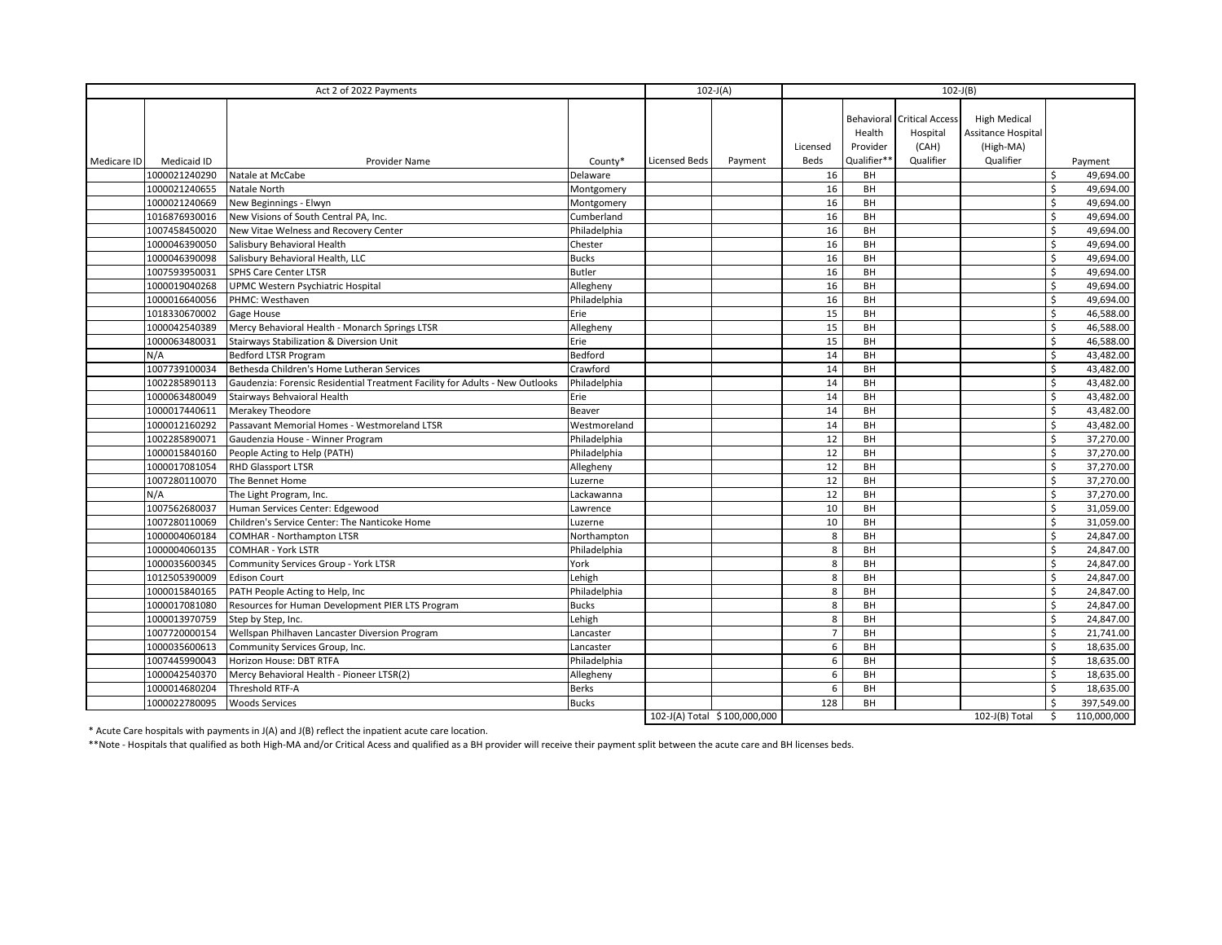| Act 2 of 2022 Payments | | | | 102-J(A) | | 102-J(B) | | | | |
|---|---|---|---|---|---|---|---|---|---|---|
| Medicare ID | Medicaid ID | Provider Name | County* | Licensed Beds | Payment | Licensed Beds | Behavioral Health Provider Qualifier** | Critical Access Hospital (CAH) Qualifier | High Medical Assitance Hospital (High-MA) Qualifier | Payment |
| | 1000021240290 | Natale at McCabe | Delaware | | | 16 | BH | | | $ 49,694.00 |
| | 1000021240655 | Natale North | Montgomery | | | 16 | BH | | | $ 49,694.00 |
| | 1000021240669 | New Beginnings - Elwyn | Montgomery | | | 16 | BH | | | $ 49,694.00 |
| | 1016876930016 | New Visions of South Central PA, Inc. | Cumberland | | | 16 | BH | | | $ 49,694.00 |
| | 1007458450020 | New Vitae Welness and Recovery Center | Philadelphia | | | 16 | BH | | | $ 49,694.00 |
| | 1000046390050 | Salisbury Behavioral Health | Chester | | | 16 | BH | | | $ 49,694.00 |
| | 1000046390098 | Salisbury Behavioral Health, LLC | Bucks | | | 16 | BH | | | $ 49,694.00 |
| | 1007593950031 | SPHS Care Center LTSR | Butler | | | 16 | BH | | | $ 49,694.00 |
| | 1000019040268 | UPMC Western Psychiatric Hospital | Allegheny | | | 16 | BH | | | $ 49,694.00 |
| | 1000016640056 | PHMC: Westhaven | Philadelphia | | | 16 | BH | | | $ 49,694.00 |
| | 1018330670002 | Gage House | Erie | | | 15 | BH | | | $ 46,588.00 |
| | 1000042540389 | Mercy Behavioral Health - Monarch Springs LTSR | Allegheny | | | 15 | BH | | | $ 46,588.00 |
| | 1000063480031 | Stairways Stabilization & Diversion Unit | Erie | | | 15 | BH | | | $ 46,588.00 |
| | N/A | Bedford LTSR Program | Bedford | | | 14 | BH | | | $ 43,482.00 |
| | 1007739100034 | Bethesda Children's Home Lutheran Services | Crawford | | | 14 | BH | | | $ 43,482.00 |
| | 1002285890113 | Gaudenzia: Forensic Residential Treatment Facility for Adults - New Outlooks | Philadelphia | | | 14 | BH | | | $ 43,482.00 |
| | 1000063480049 | Stairways Behvaioral Health | Erie | | | 14 | BH | | | $ 43,482.00 |
| | 1000017440611 | Merakey Theodore | Beaver | | | 14 | BH | | | $ 43,482.00 |
| | 1000012160292 | Passavant Memorial Homes - Westmoreland LTSR | Westmoreland | | | 14 | BH | | | $ 43,482.00 |
| | 1002285890071 | Gaudenzia House - Winner Program | Philadelphia | | | 12 | BH | | | $ 37,270.00 |
| | 1000015840160 | People Acting to Help (PATH) | Philadelphia | | | 12 | BH | | | $ 37,270.00 |
| | 1000017081054 | RHD Glassport LTSR | Allegheny | | | 12 | BH | | | $ 37,270.00 |
| | 1007280110070 | The Bennet Home | Luzerne | | | 12 | BH | | | $ 37,270.00 |
| | N/A | The Light Program, Inc. | Lackawanna | | | 12 | BH | | | $ 37,270.00 |
| | 1007562680037 | Human Services Center: Edgewood | Lawrence | | | 10 | BH | | | $ 31,059.00 |
| | 1007280110069 | Children's Service Center: The Nanticoke Home | Luzerne | | | 10 | BH | | | $ 31,059.00 |
| | 1000004060184 | COMHAR - Northampton LTSR | Northampton | | | 8 | BH | | | $ 24,847.00 |
| | 1000004060135 | COMHAR - York LSTR | Philadelphia | | | 8 | BH | | | $ 24,847.00 |
| | 1000035600345 | Community Services Group - York LTSR | York | | | 8 | BH | | | $ 24,847.00 |
| | 1012505390009 | Edison Court | Lehigh | | | 8 | BH | | | $ 24,847.00 |
| | 1000015840165 | PATH People Acting to Help, Inc | Philadelphia | | | 8 | BH | | | $ 24,847.00 |
| | 1000017081080 | Resources for Human Development PIER LTS Program | Bucks | | | 8 | BH | | | $ 24,847.00 |
| | 1000013970759 | Step by Step, Inc. | Lehigh | | | 8 | BH | | | $ 24,847.00 |
| | 1007720000154 | Wellspan Philhaven Lancaster Diversion Program | Lancaster | | | 7 | BH | | | $ 21,741.00 |
| | 1000035600613 | Community Services Group, Inc. | Lancaster | | | 6 | BH | | | $ 18,635.00 |
| | 1007445990043 | Horizon House: DBT RTFA | Philadelphia | | | 6 | BH | | | $ 18,635.00 |
| | 1000042540370 | Mercy Behavioral Health - Pioneer LTSR(2) | Allegheny | | | 6 | BH | | | $ 18,635.00 |
| | 1000014680204 | Threshold RTF-A | Berks | | | 6 | BH | | | $ 18,635.00 |
| | 1000022780095 | Woods Services | Bucks | | | 128 | BH | | | $ 397,549.00 |
| | | | | 102-J(A) Total | $ 100,000,000 | | | | 102-J(B) Total | $ 110,000,000 |

\* Acute Care hospitals with payments in J(A) and J(B) reflect the inpatient acute care location.

**Note - Hospitals that qualified as both High-MA and/or Critical Acess and qualified as a BH provider will receive their payment split between the acute care and BH licenses beds.